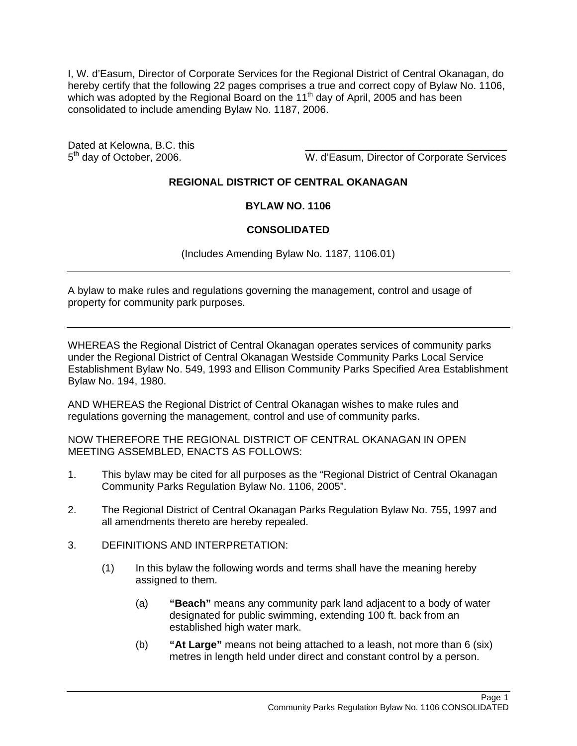I, W. d'Easum, Director of Corporate Services for the Regional District of Central Okanagan, do hereby certify that the following 22 pages comprises a true and correct copy of Bylaw No. 1106, which was adopted by the Regional Board on the 11th day of April, 2005 and has been consolidated to include amending Bylaw No. 1187, 2006.

Dated at Kelowna, B.C. this
5th day of October, 2006.

\_\_\_\_\_\_\_\_\_\_\_\_\_\_\_\_\_\_\_\_\_\_\_\_\_\_\_\_\_\_\_\_\_\_\_
W. d'Easum, Director of Corporate Services

**REGIONAL DISTRICT OF CENTRAL OKANAGAN**

**BYLAW NO. 1106**

**CONSOLIDATED**

(Includes Amending Bylaw No. 1187, 1106.01)

---

A bylaw to make rules and regulations governing the management, control and usage of property for community park purposes.

---

WHEREAS the Regional District of Central Okanagan operates services of community parks under the Regional District of Central Okanagan Westside Community Parks Local Service Establishment Bylaw No. 549, 1993 and Ellison Community Parks Specified Area Establishment Bylaw No. 194, 1980.

AND WHEREAS the Regional District of Central Okanagan wishes to make rules and regulations governing the management, control and use of community parks.

NOW THEREFORE THE REGIONAL DISTRICT OF CENTRAL OKANAGAN IN OPEN MEETING ASSEMBLED, ENACTS AS FOLLOWS:

1. This bylaw may be cited for all purposes as the "Regional District of Central Okanagan Community Parks Regulation Bylaw No. 1106, 2005".

2. The Regional District of Central Okanagan Parks Regulation Bylaw No. 755, 1997 and all amendments thereto are hereby repealed.

3. DEFINITIONS AND INTERPRETATION:

   (1) In this bylaw the following words and terms shall have the meaning hereby assigned to them.

      (a) **"Beach"** means any community park land adjacent to a body of water designated for public swimming, extending 100 ft. back from an established high water mark.

      (b) **"At Large"** means not being attached to a leash, not more than 6 (six) metres in length held under direct and constant control by a person.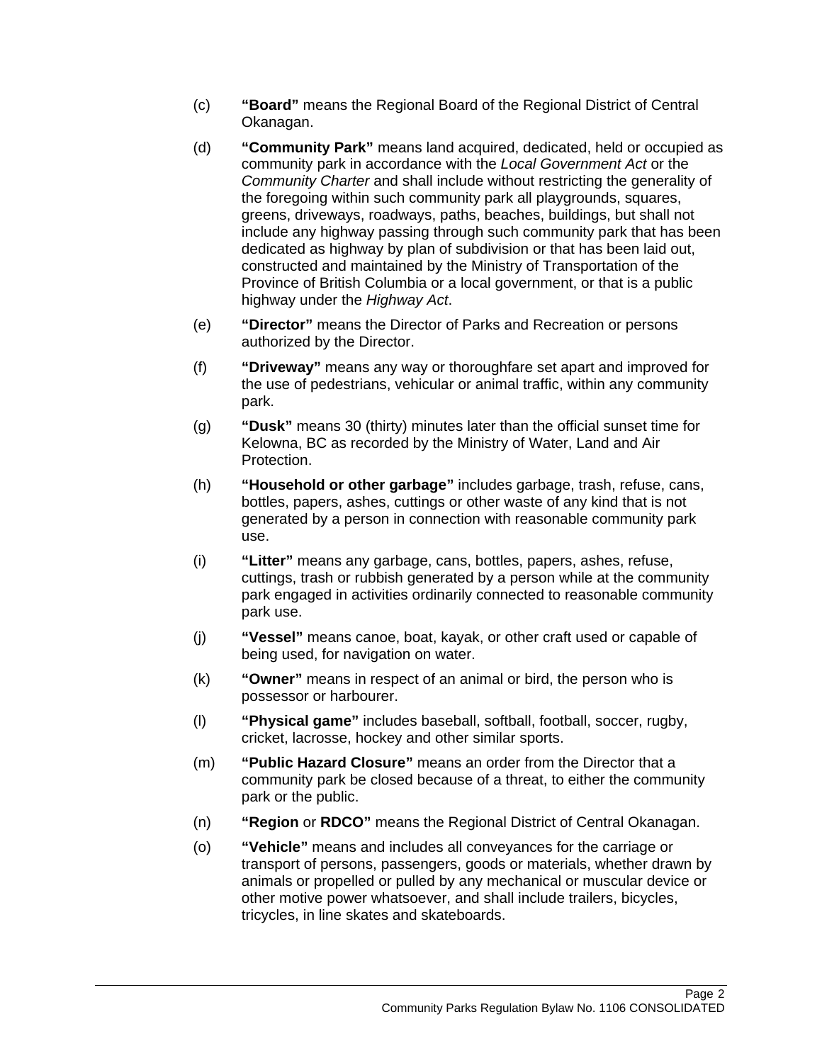(c) **"Board"** means the Regional Board of the Regional District of Central Okanagan.

(d) **"Community Park"** means land acquired, dedicated, held or occupied as community park in accordance with the *Local Government Act* or the *Community Charter* and shall include without restricting the generality of the foregoing within such community park all playgrounds, squares, greens, driveways, roadways, paths, beaches, buildings, but shall not include any highway passing through such community park that has been dedicated as highway by plan of subdivision or that has been laid out, constructed and maintained by the Ministry of Transportation of the Province of British Columbia or a local government, or that is a public highway under the *Highway Act*.

(e) **"Director"** means the Director of Parks and Recreation or persons authorized by the Director.

(f) **"Driveway"** means any way or thoroughfare set apart and improved for the use of pedestrians, vehicular or animal traffic, within any community park.

(g) **"Dusk"** means 30 (thirty) minutes later than the official sunset time for Kelowna, BC as recorded by the Ministry of Water, Land and Air Protection.

(h) **"Household or other garbage"** includes garbage, trash, refuse, cans, bottles, papers, ashes, cuttings or other waste of any kind that is not generated by a person in connection with reasonable community park use.

(i) **"Litter"** means any garbage, cans, bottles, papers, ashes, refuse, cuttings, trash or rubbish generated by a person while at the community park engaged in activities ordinarily connected to reasonable community park use.

(j) **"Vessel"** means canoe, boat, kayak, or other craft used or capable of being used, for navigation on water.

(k) **"Owner"** means in respect of an animal or bird, the person who is possessor or harbourer.

(l) **"Physical game"** includes baseball, softball, football, soccer, rugby, cricket, lacrosse, hockey and other similar sports.

(m) **"Public Hazard Closure"** means an order from the Director that a community park be closed because of a threat, to either the community park or the public.

(n) **"Region** or **RDCO"** means the Regional District of Central Okanagan.

(o) **"Vehicle"** means and includes all conveyances for the carriage or transport of persons, passengers, goods or materials, whether drawn by animals or propelled or pulled by any mechanical or muscular device or other motive power whatsoever, and shall include trailers, bicycles, tricycles, in line skates and skateboards.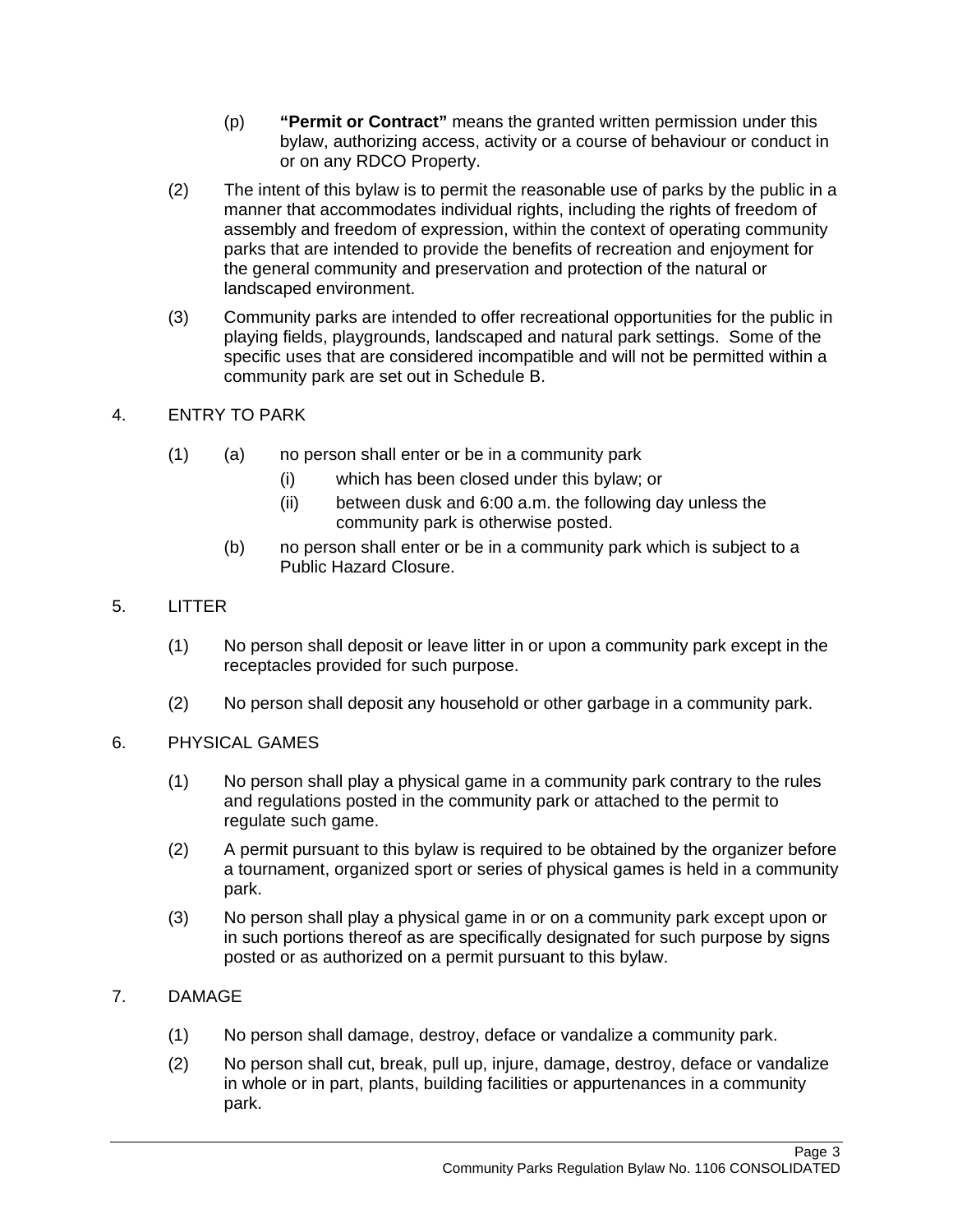(p) **"Permit or Contract"** means the granted written permission under this bylaw, authorizing access, activity or a course of behaviour or conduct in or on any RDCO Property.

(2) The intent of this bylaw is to permit the reasonable use of parks by the public in a manner that accommodates individual rights, including the rights of freedom of assembly and freedom of expression, within the context of operating community parks that are intended to provide the benefits of recreation and enjoyment for the general community and preservation and protection of the natural or landscaped environment.

(3) Community parks are intended to offer recreational opportunities for the public in playing fields, playgrounds, landscaped and natural park settings. Some of the specific uses that are considered incompatible and will not be permitted within a community park are set out in Schedule B.

## 4. ENTRY TO PARK

(1) (a) no person shall enter or be in a community park

(i) which has been closed under this bylaw; or

(ii) between dusk and 6:00 a.m. the following day unless the community park is otherwise posted.

(b) no person shall enter or be in a community park which is subject to a Public Hazard Closure.

## 5. LITTER

(1) No person shall deposit or leave litter in or upon a community park except in the receptacles provided for such purpose.

(2) No person shall deposit any household or other garbage in a community park.

## 6. PHYSICAL GAMES

(1) No person shall play a physical game in a community park contrary to the rules and regulations posted in the community park or attached to the permit to regulate such game.

(2) A permit pursuant to this bylaw is required to be obtained by the organizer before a tournament, organized sport or series of physical games is held in a community park.

(3) No person shall play a physical game in or on a community park except upon or in such portions thereof as are specifically designated for such purpose by signs posted or as authorized on a permit pursuant to this bylaw.

## 7. DAMAGE

(1) No person shall damage, destroy, deface or vandalize a community park.

(2) No person shall cut, break, pull up, injure, damage, destroy, deface or vandalize in whole or in part, plants, building facilities or appurtenances in a community park.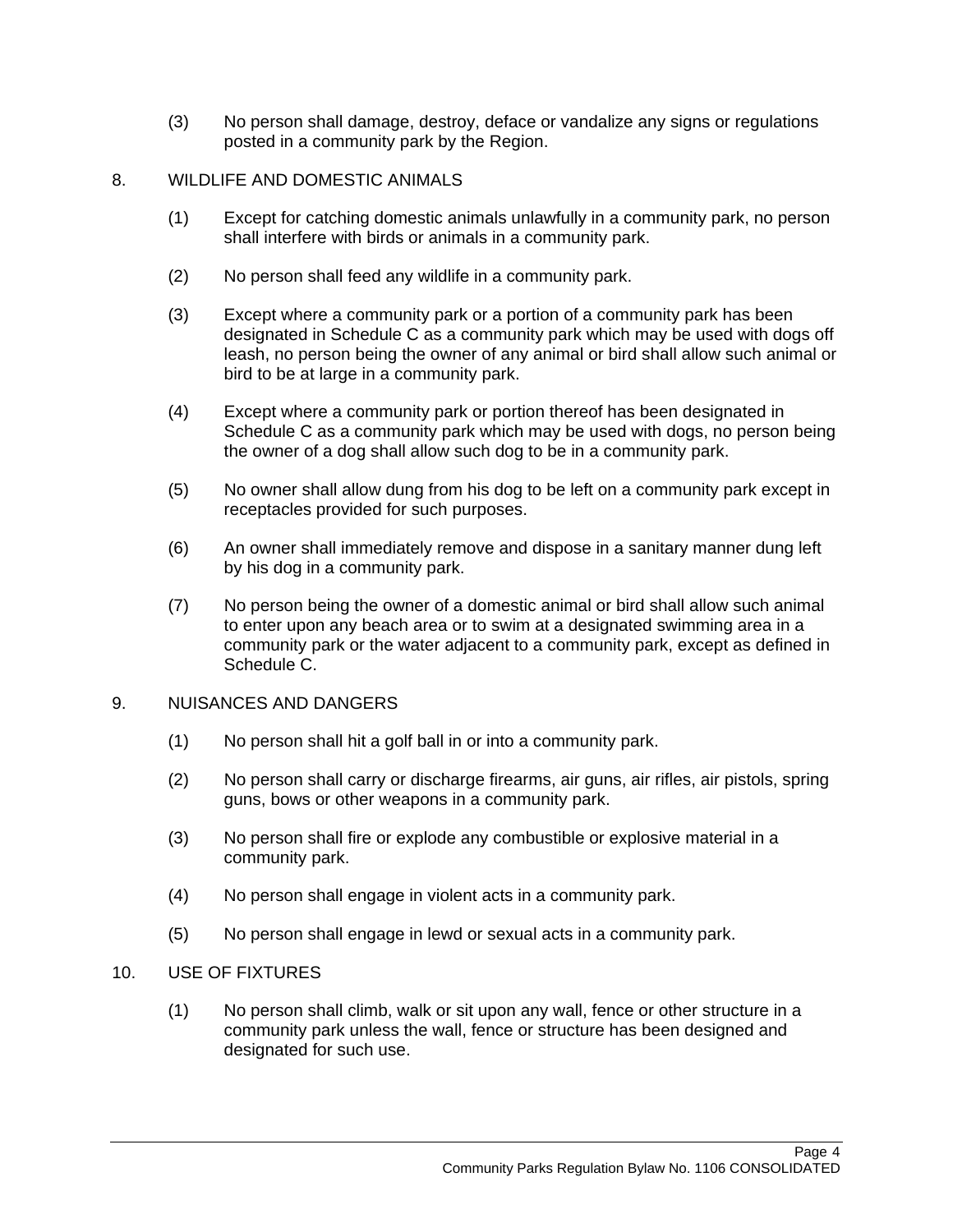(3) No person shall damage, destroy, deface or vandalize any signs or regulations posted in a community park by the Region.

8. WILDLIFE AND DOMESTIC ANIMALS

(1) Except for catching domestic animals unlawfully in a community park, no person shall interfere with birds or animals in a community park.

(2) No person shall feed any wildlife in a community park.

(3) Except where a community park or a portion of a community park has been designated in Schedule C as a community park which may be used with dogs off leash, no person being the owner of any animal or bird shall allow such animal or bird to be at large in a community park.

(4) Except where a community park or portion thereof has been designated in Schedule C as a community park which may be used with dogs, no person being the owner of a dog shall allow such dog to be in a community park.

(5) No owner shall allow dung from his dog to be left on a community park except in receptacles provided for such purposes.

(6) An owner shall immediately remove and dispose in a sanitary manner dung left by his dog in a community park.

(7) No person being the owner of a domestic animal or bird shall allow such animal to enter upon any beach area or to swim at a designated swimming area in a community park or the water adjacent to a community park, except as defined in Schedule C.

9. NUISANCES AND DANGERS

(1) No person shall hit a golf ball in or into a community park.

(2) No person shall carry or discharge firearms, air guns, air rifles, air pistols, spring guns, bows or other weapons in a community park.

(3) No person shall fire or explode any combustible or explosive material in a community park.

(4) No person shall engage in violent acts in a community park.

(5) No person shall engage in lewd or sexual acts in a community park.

10. USE OF FIXTURES

(1) No person shall climb, walk or sit upon any wall, fence or other structure in a community park unless the wall, fence or structure has been designed and designated for such use.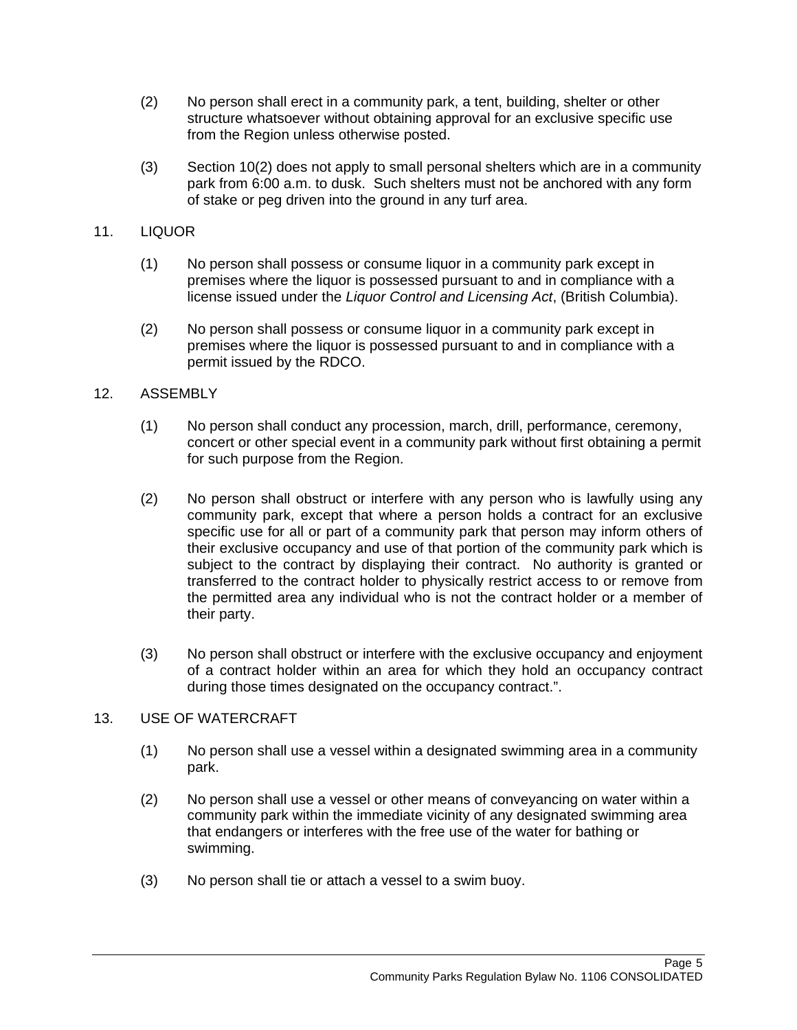(2) No person shall erect in a community park, a tent, building, shelter or other structure whatsoever without obtaining approval for an exclusive specific use from the Region unless otherwise posted.

(3) Section 10(2) does not apply to small personal shelters which are in a community park from 6:00 a.m. to dusk. Such shelters must not be anchored with any form of stake or peg driven into the ground in any turf area.

11. LIQUOR

(1) No person shall possess or consume liquor in a community park except in premises where the liquor is possessed pursuant to and in compliance with a license issued under the *Liquor Control and Licensing Act*, (British Columbia).

(2) No person shall possess or consume liquor in a community park except in premises where the liquor is possessed pursuant to and in compliance with a permit issued by the RDCO.

12. ASSEMBLY

(1) No person shall conduct any procession, march, drill, performance, ceremony, concert or other special event in a community park without first obtaining a permit for such purpose from the Region.

(2) No person shall obstruct or interfere with any person who is lawfully using any community park, except that where a person holds a contract for an exclusive specific use for all or part of a community park that person may inform others of their exclusive occupancy and use of that portion of the community park which is subject to the contract by displaying their contract. No authority is granted or transferred to the contract holder to physically restrict access to or remove from the permitted area any individual who is not the contract holder or a member of their party.

(3) No person shall obstruct or interfere with the exclusive occupancy and enjoyment of a contract holder within an area for which they hold an occupancy contract during those times designated on the occupancy contract.".

13. USE OF WATERCRAFT

(1) No person shall use a vessel within a designated swimming area in a community park.

(2) No person shall use a vessel or other means of conveyancing on water within a community park within the immediate vicinity of any designated swimming area that endangers or interferes with the free use of the water for bathing or swimming.

(3) No person shall tie or attach a vessel to a swim buoy.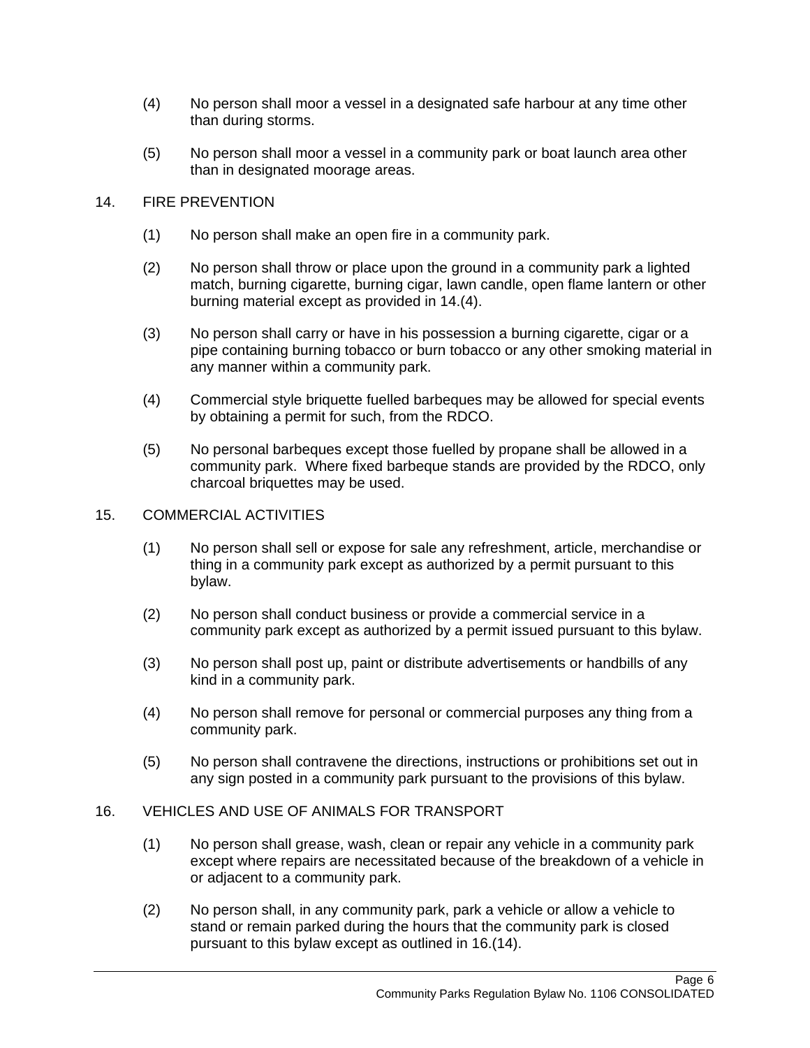(4) No person shall moor a vessel in a designated safe harbour at any time other than during storms.

(5) No person shall moor a vessel in a community park or boat launch area other than in designated moorage areas.

## 14. FIRE PREVENTION

(1) No person shall make an open fire in a community park.

(2) No person shall throw or place upon the ground in a community park a lighted match, burning cigarette, burning cigar, lawn candle, open flame lantern or other burning material except as provided in 14.(4).

(3) No person shall carry or have in his possession a burning cigarette, cigar or a pipe containing burning tobacco or burn tobacco or any other smoking material in any manner within a community park.

(4) Commercial style briquette fuelled barbeques may be allowed for special events by obtaining a permit for such, from the RDCO.

(5) No personal barbeques except those fuelled by propane shall be allowed in a community park. Where fixed barbeque stands are provided by the RDCO, only charcoal briquettes may be used.

## 15. COMMERCIAL ACTIVITIES

(1) No person shall sell or expose for sale any refreshment, article, merchandise or thing in a community park except as authorized by a permit pursuant to this bylaw.

(2) No person shall conduct business or provide a commercial service in a community park except as authorized by a permit issued pursuant to this bylaw.

(3) No person shall post up, paint or distribute advertisements or handbills of any kind in a community park.

(4) No person shall remove for personal or commercial purposes any thing from a community park.

(5) No person shall contravene the directions, instructions or prohibitions set out in any sign posted in a community park pursuant to the provisions of this bylaw.

## 16. VEHICLES AND USE OF ANIMALS FOR TRANSPORT

(1) No person shall grease, wash, clean or repair any vehicle in a community park except where repairs are necessitated because of the breakdown of a vehicle in or adjacent to a community park.

(2) No person shall, in any community park, park a vehicle or allow a vehicle to stand or remain parked during the hours that the community park is closed pursuant to this bylaw except as outlined in 16.(14).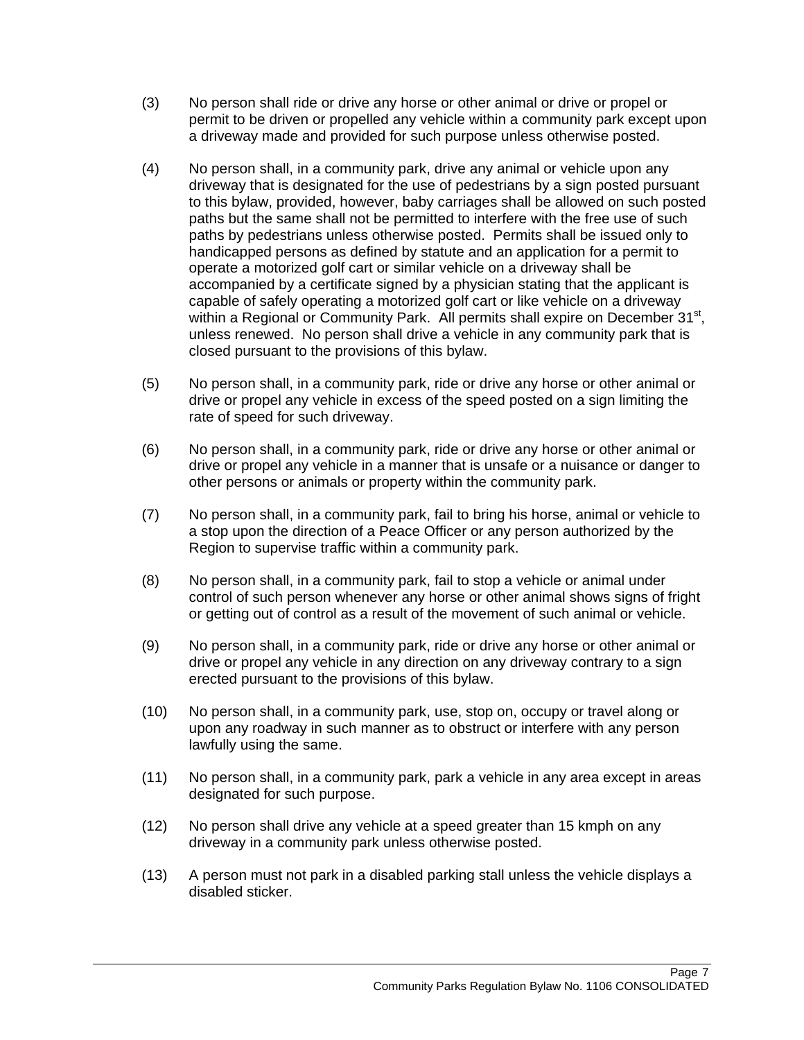(3) No person shall ride or drive any horse or other animal or drive or propel or permit to be driven or propelled any vehicle within a community park except upon a driveway made and provided for such purpose unless otherwise posted.

(4) No person shall, in a community park, drive any animal or vehicle upon any driveway that is designated for the use of pedestrians by a sign posted pursuant to this bylaw, provided, however, baby carriages shall be allowed on such posted paths but the same shall not be permitted to interfere with the free use of such paths by pedestrians unless otherwise posted. Permits shall be issued only to handicapped persons as defined by statute and an application for a permit to operate a motorized golf cart or similar vehicle on a driveway shall be accompanied by a certificate signed by a physician stating that the applicant is capable of safely operating a motorized golf cart or like vehicle on a driveway within a Regional or Community Park. All permits shall expire on December 31st, unless renewed. No person shall drive a vehicle in any community park that is closed pursuant to the provisions of this bylaw.

(5) No person shall, in a community park, ride or drive any horse or other animal or drive or propel any vehicle in excess of the speed posted on a sign limiting the rate of speed for such driveway.

(6) No person shall, in a community park, ride or drive any horse or other animal or drive or propel any vehicle in a manner that is unsafe or a nuisance or danger to other persons or animals or property within the community park.

(7) No person shall, in a community park, fail to bring his horse, animal or vehicle to a stop upon the direction of a Peace Officer or any person authorized by the Region to supervise traffic within a community park.

(8) No person shall, in a community park, fail to stop a vehicle or animal under control of such person whenever any horse or other animal shows signs of fright or getting out of control as a result of the movement of such animal or vehicle.

(9) No person shall, in a community park, ride or drive any horse or other animal or drive or propel any vehicle in any direction on any driveway contrary to a sign erected pursuant to the provisions of this bylaw.

(10) No person shall, in a community park, use, stop on, occupy or travel along or upon any roadway in such manner as to obstruct or interfere with any person lawfully using the same.

(11) No person shall, in a community park, park a vehicle in any area except in areas designated for such purpose.

(12) No person shall drive any vehicle at a speed greater than 15 kmph on any driveway in a community park unless otherwise posted.

(13) A person must not park in a disabled parking stall unless the vehicle displays a disabled sticker.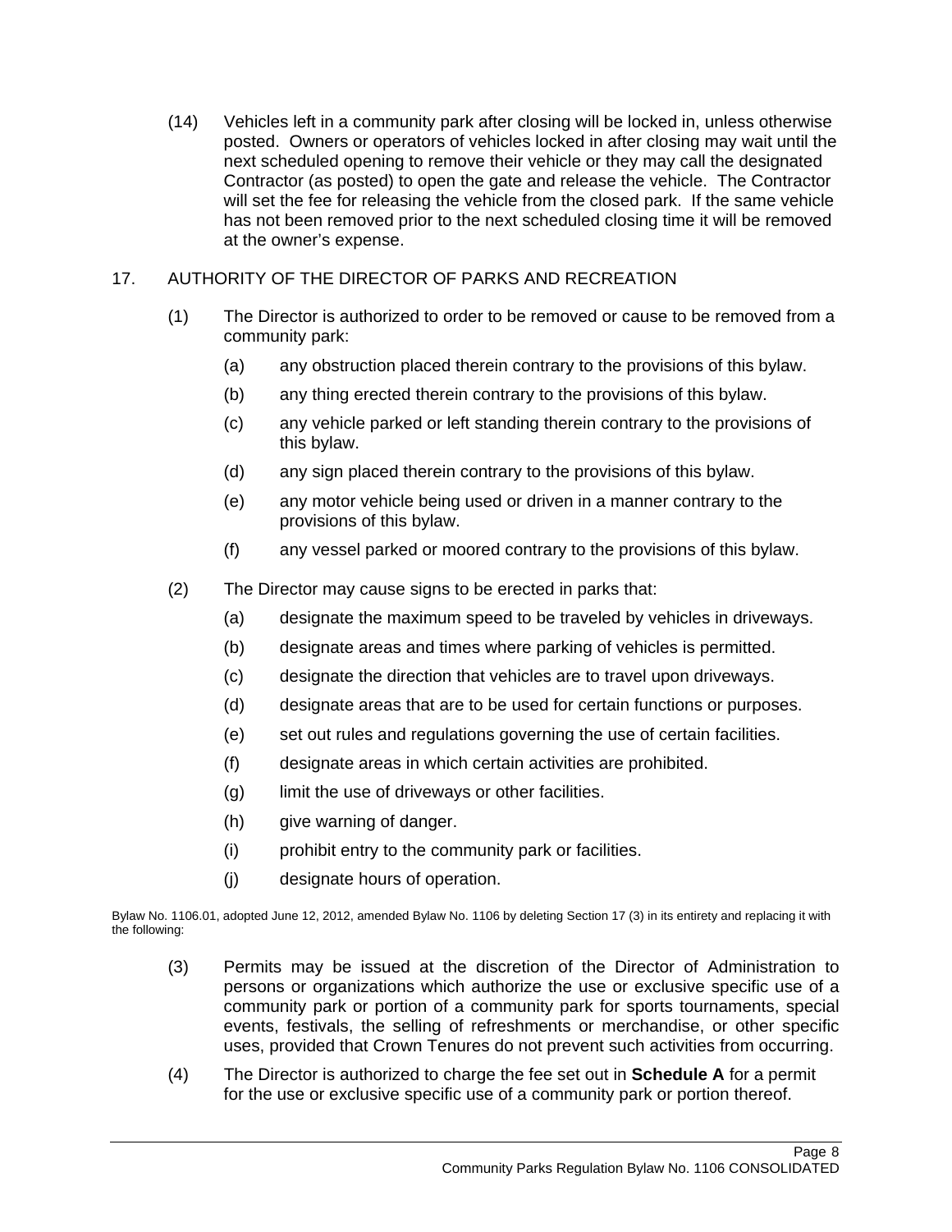(14) Vehicles left in a community park after closing will be locked in, unless otherwise posted. Owners or operators of vehicles locked in after closing may wait until the next scheduled opening to remove their vehicle or they may call the designated Contractor (as posted) to open the gate and release the vehicle. The Contractor will set the fee for releasing the vehicle from the closed park. If the same vehicle has not been removed prior to the next scheduled closing time it will be removed at the owner's expense.

## 17. AUTHORITY OF THE DIRECTOR OF PARKS AND RECREATION

(1) The Director is authorized to order to be removed or cause to be removed from a community park:

- (a) any obstruction placed therein contrary to the provisions of this bylaw.
- (b) any thing erected therein contrary to the provisions of this bylaw.
- (c) any vehicle parked or left standing therein contrary to the provisions of this bylaw.
- (d) any sign placed therein contrary to the provisions of this bylaw.
- (e) any motor vehicle being used or driven in a manner contrary to the provisions of this bylaw.
- (f) any vessel parked or moored contrary to the provisions of this bylaw.

(2) The Director may cause signs to be erected in parks that:

- (a) designate the maximum speed to be traveled by vehicles in driveways.
- (b) designate areas and times where parking of vehicles is permitted.
- (c) designate the direction that vehicles are to travel upon driveways.
- (d) designate areas that are to be used for certain functions or purposes.
- (e) set out rules and regulations governing the use of certain facilities.
- (f) designate areas in which certain activities are prohibited.
- (g) limit the use of driveways or other facilities.
- (h) give warning of danger.
- (i) prohibit entry to the community park or facilities.
- (j) designate hours of operation.

Bylaw No. 1106.01, adopted June 12, 2012, amended Bylaw No. 1106 by deleting Section 17 (3) in its entirety and replacing it with the following:

(3) Permits may be issued at the discretion of the Director of Administration to persons or organizations which authorize the use or exclusive specific use of a community park or portion of a community park for sports tournaments, special events, festivals, the selling of refreshments or merchandise, or other specific uses, provided that Crown Tenures do not prevent such activities from occurring.

(4) The Director is authorized to charge the fee set out in **Schedule A** for a permit for the use or exclusive specific use of a community park or portion thereof.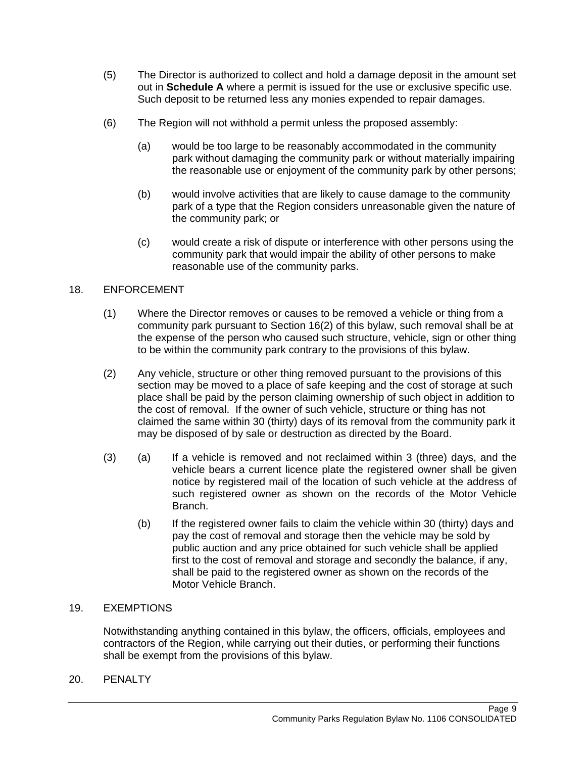(5) The Director is authorized to collect and hold a damage deposit in the amount set out in **Schedule A** where a permit is issued for the use or exclusive specific use. Such deposit to be returned less any monies expended to repair damages.

(6) The Region will not withhold a permit unless the proposed assembly:

(a) would be too large to be reasonably accommodated in the community park without damaging the community park or without materially impairing the reasonable use or enjoyment of the community park by other persons;

(b) would involve activities that are likely to cause damage to the community park of a type that the Region considers unreasonable given the nature of the community park; or

(c) would create a risk of dispute or interference with other persons using the community park that would impair the ability of other persons to make reasonable use of the community parks.

## 18. ENFORCEMENT

(1) Where the Director removes or causes to be removed a vehicle or thing from a community park pursuant to Section 16(2) of this bylaw, such removal shall be at the expense of the person who caused such structure, vehicle, sign or other thing to be within the community park contrary to the provisions of this bylaw.

(2) Any vehicle, structure or other thing removed pursuant to the provisions of this section may be moved to a place of safe keeping and the cost of storage at such place shall be paid by the person claiming ownership of such object in addition to the cost of removal. If the owner of such vehicle, structure or thing has not claimed the same within 30 (thirty) days of its removal from the community park it may be disposed of by sale or destruction as directed by the Board.

(3) (a) If a vehicle is removed and not reclaimed within 3 (three) days, and the vehicle bears a current licence plate the registered owner shall be given notice by registered mail of the location of such vehicle at the address of such registered owner as shown on the records of the Motor Vehicle Branch.

(b) If the registered owner fails to claim the vehicle within 30 (thirty) days and pay the cost of removal and storage then the vehicle may be sold by public auction and any price obtained for such vehicle shall be applied first to the cost of removal and storage and secondly the balance, if any, shall be paid to the registered owner as shown on the records of the Motor Vehicle Branch.

## 19. EXEMPTIONS

Notwithstanding anything contained in this bylaw, the officers, officials, employees and contractors of the Region, while carrying out their duties, or performing their functions shall be exempt from the provisions of this bylaw.

## 20. PENALTY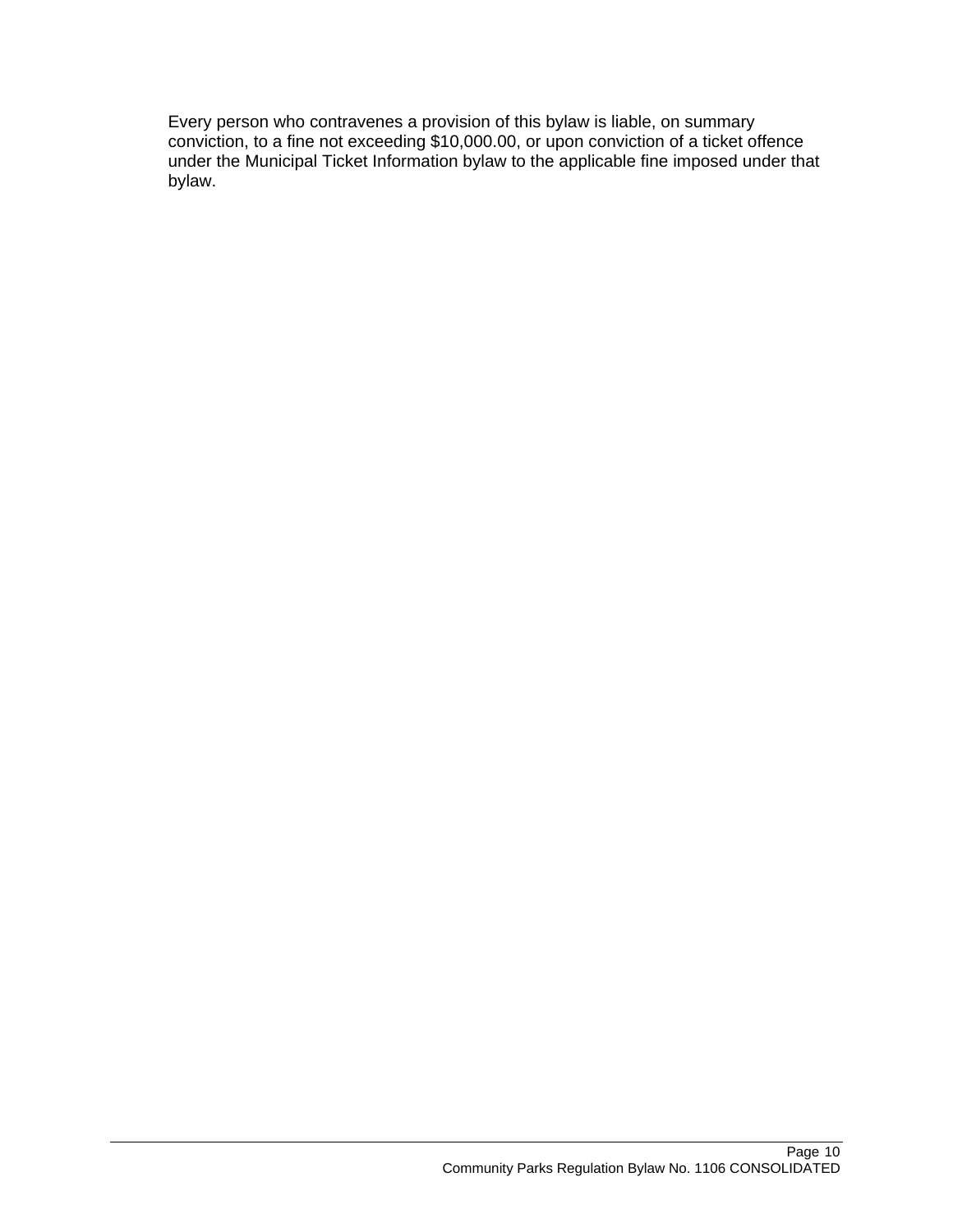Every person who contravenes a provision of this bylaw is liable, on summary conviction, to a fine not exceeding $10,000.00, or upon conviction of a ticket offence under the Municipal Ticket Information bylaw to the applicable fine imposed under that bylaw.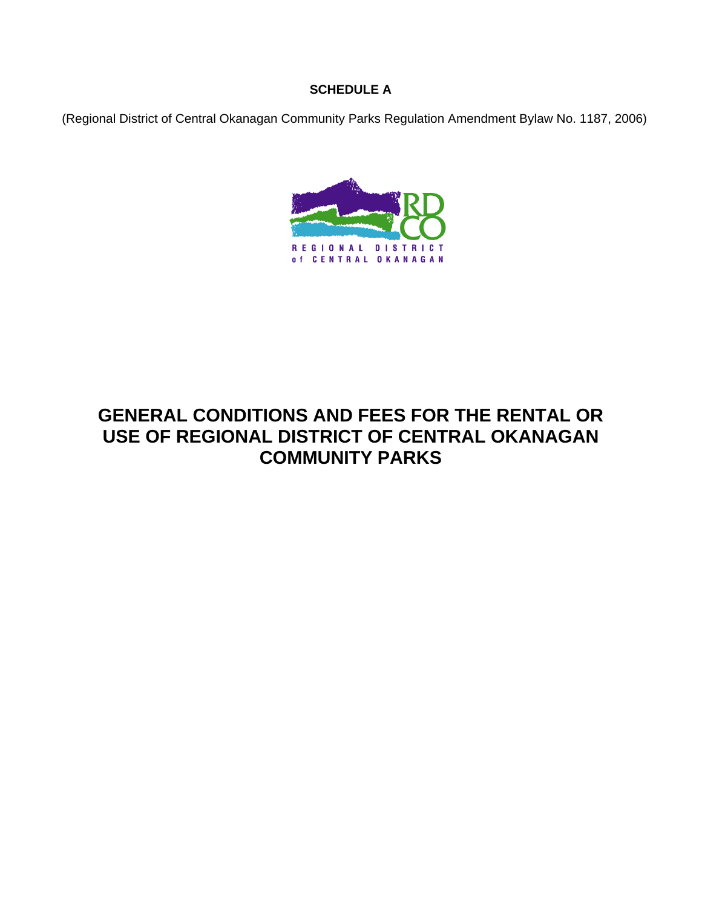**SCHEDULE A**

(Regional District of Central Okanagan Community Parks Regulation Amendment Bylaw No. 1187, 2006)

REGIONAL DISTRICT of CENTRAL OKANAGAN

# GENERAL CONDITIONS AND FEES FOR THE RENTAL OR USE OF REGIONAL DISTRICT OF CENTRAL OKANAGAN COMMUNITY PARKS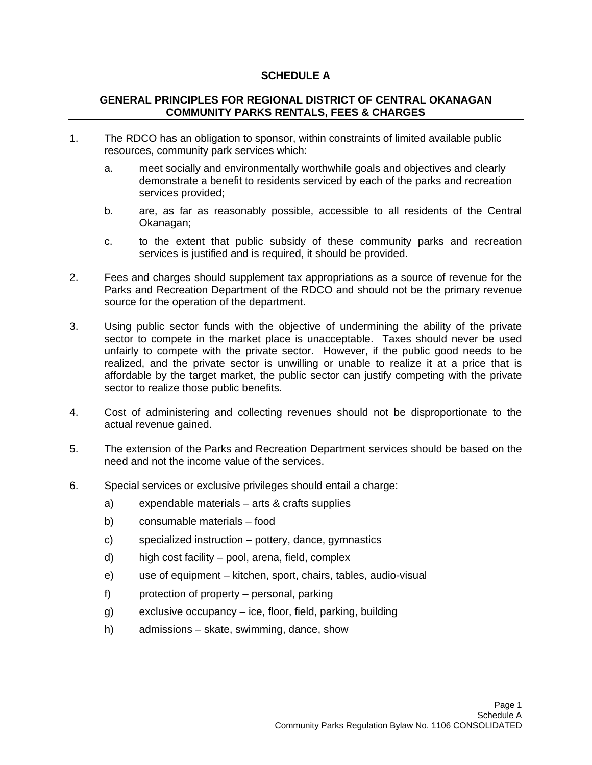# SCHEDULE A

## GENERAL PRINCIPLES FOR REGIONAL DISTRICT OF CENTRAL OKANAGAN COMMUNITY PARKS RENTALS, FEES & CHARGES

1. The RDCO has an obligation to sponsor, within constraints of limited available public resources, community park services which:
   a. meet socially and environmentally worthwhile goals and objectives and clearly demonstrate a benefit to residents serviced by each of the parks and recreation services provided;
   b. are, as far as reasonably possible, accessible to all residents of the Central Okanagan;
   c. to the extent that public subsidy of these community parks and recreation services is justified and is required, it should be provided.
2. Fees and charges should supplement tax appropriations as a source of revenue for the Parks and Recreation Department of the RDCO and should not be the primary revenue source for the operation of the department.
3. Using public sector funds with the objective of undermining the ability of the private sector to compete in the market place is unacceptable. Taxes should never be used unfairly to compete with the private sector. However, if the public good needs to be realized, and the private sector is unwilling or unable to realize it at a price that is affordable by the target market, the public sector can justify competing with the private sector to realize those public benefits.
4. Cost of administering and collecting revenues should not be disproportionate to the actual revenue gained.
5. The extension of the Parks and Recreation Department services should be based on the need and not the income value of the services.
6. Special services or exclusive privileges should entail a charge:
   a) expendable materials – arts & crafts supplies
   b) consumable materials – food
   c) specialized instruction – pottery, dance, gymnastics
   d) high cost facility – pool, arena, field, complex
   e) use of equipment – kitchen, sport, chairs, tables, audio-visual
   f) protection of property – personal, parking
   g) exclusive occupancy – ice, floor, field, parking, building
   h) admissions – skate, swimming, dance, show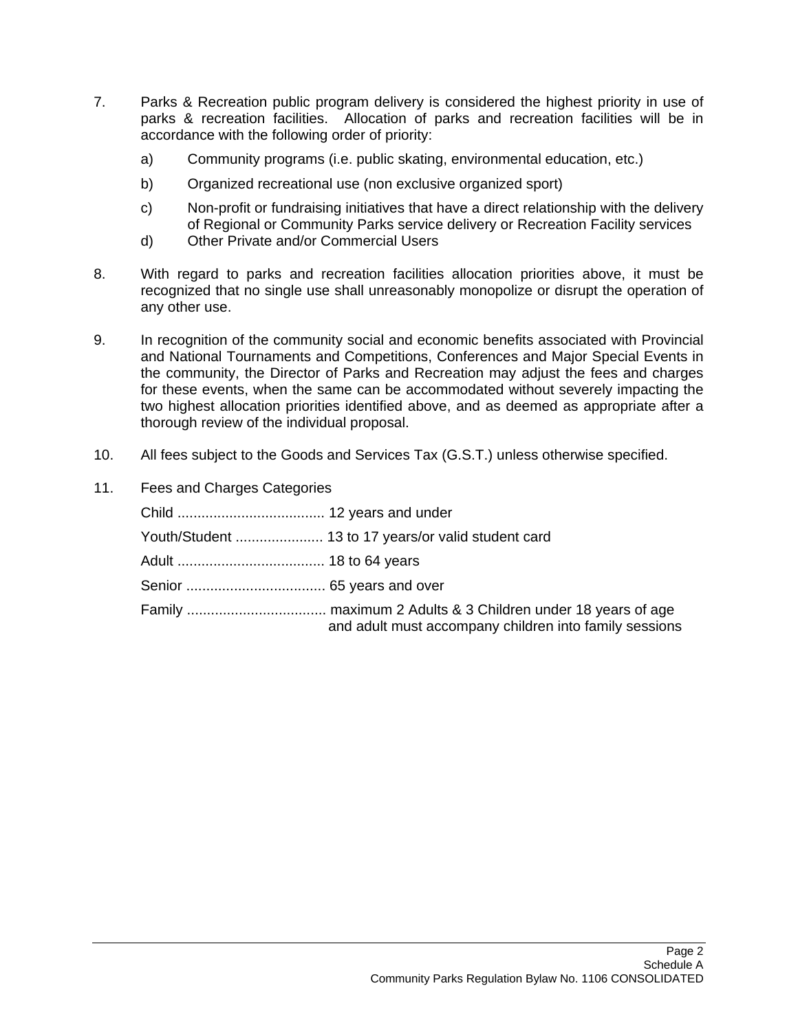7. Parks & Recreation public program delivery is considered the highest priority in use of parks & recreation facilities. Allocation of parks and recreation facilities will be in accordance with the following order of priority:

   a) Community programs (i.e. public skating, environmental education, etc.)

   b) Organized recreational use (non exclusive organized sport)

   c) Non-profit or fundraising initiatives that have a direct relationship with the delivery of Regional or Community Parks service delivery or Recreation Facility services

   d) Other Private and/or Commercial Users

8. With regard to parks and recreation facilities allocation priorities above, it must be recognized that no single use shall unreasonably monopolize or disrupt the operation of any other use.

9. In recognition of the community social and economic benefits associated with Provincial and National Tournaments and Competitions, Conferences and Major Special Events in the community, the Director of Parks and Recreation may adjust the fees and charges for these events, when the same can be accommodated without severely impacting the two highest allocation priorities identified above, and as deemed as appropriate after a thorough review of the individual proposal.

10. All fees subject to the Goods and Services Tax (G.S.T.) unless otherwise specified.

11. Fees and Charges Categories

    Child ..................................... 12 years and under

    Youth/Student ...................... 13 to 17 years/or valid student card

    Adult ..................................... 18 to 64 years

    Senior ................................... 65 years and over

    Family ................................... maximum 2 Adults & 3 Children under 18 years of age and adult must accompany children into family sessions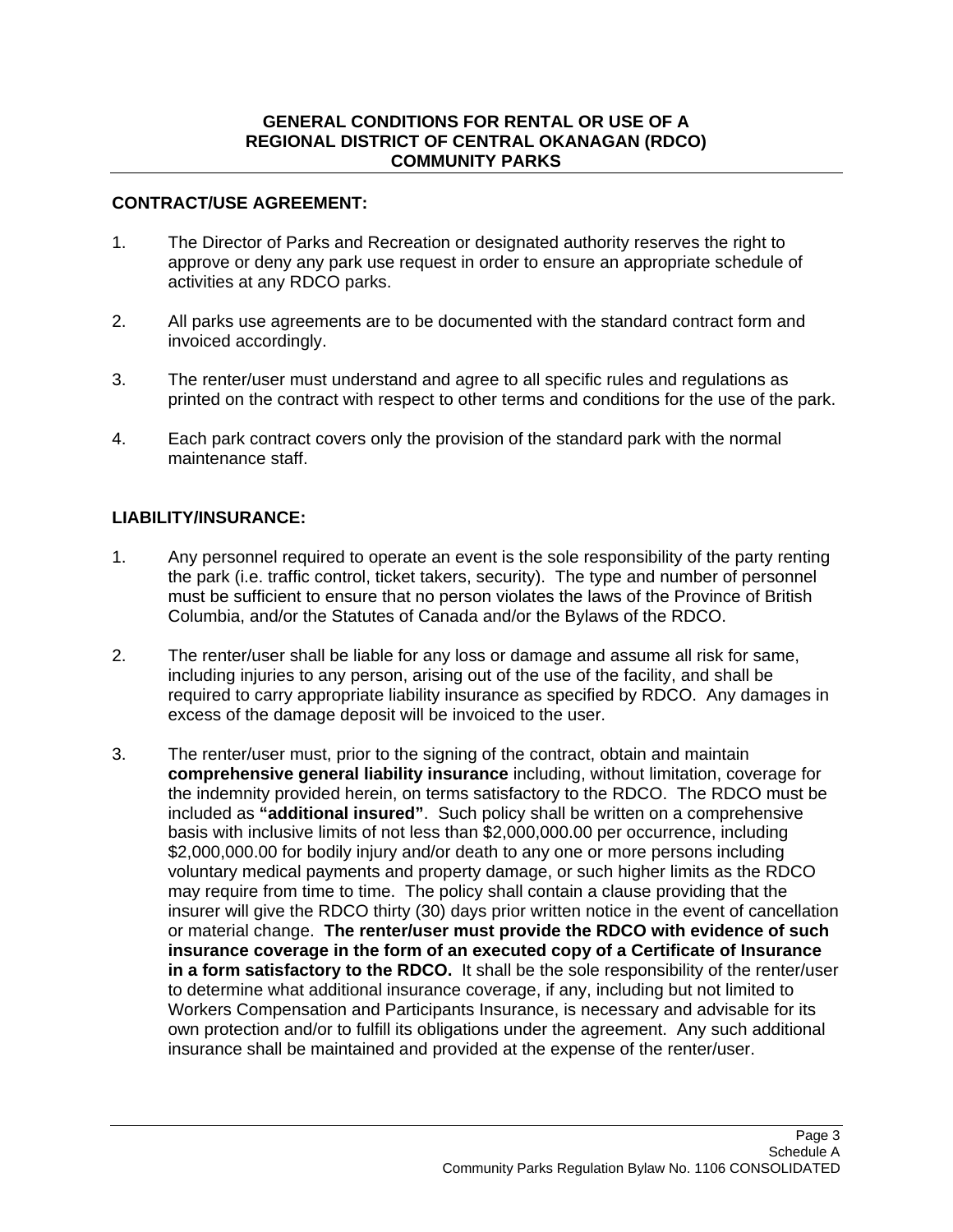# GENERAL CONDITIONS FOR RENTAL OR USE OF A REGIONAL DISTRICT OF CENTRAL OKANAGAN (RDCO) COMMUNITY PARKS

## CONTRACT/USE AGREEMENT:

1. The Director of Parks and Recreation or designated authority reserves the right to approve or deny any park use request in order to ensure an appropriate schedule of activities at any RDCO parks.

2. All parks use agreements are to be documented with the standard contract form and invoiced accordingly.

3. The renter/user must understand and agree to all specific rules and regulations as printed on the contract with respect to other terms and conditions for the use of the park.

4. Each park contract covers only the provision of the standard park with the normal maintenance staff.

## LIABILITY/INSURANCE:

1. Any personnel required to operate an event is the sole responsibility of the party renting the park (i.e. traffic control, ticket takers, security). The type and number of personnel must be sufficient to ensure that no person violates the laws of the Province of British Columbia, and/or the Statutes of Canada and/or the Bylaws of the RDCO.

2. The renter/user shall be liable for any loss or damage and assume all risk for same, including injuries to any person, arising out of the use of the facility, and shall be required to carry appropriate liability insurance as specified by RDCO. Any damages in excess of the damage deposit will be invoiced to the user.

3. The renter/user must, prior to the signing of the contract, obtain and maintain **comprehensive general liability insurance** including, without limitation, coverage for the indemnity provided herein, on terms satisfactory to the RDCO. The RDCO must be included as **"additional insured"**. Such policy shall be written on a comprehensive basis with inclusive limits of not less than $2,000,000.00 per occurrence, including $2,000,000.00 for bodily injury and/or death to any one or more persons including voluntary medical payments and property damage, or such higher limits as the RDCO may require from time to time. The policy shall contain a clause providing that the insurer will give the RDCO thirty (30) days prior written notice in the event of cancellation or material change. **The renter/user must provide the RDCO with evidence of such insurance coverage in the form of an executed copy of a Certificate of Insurance in a form satisfactory to the RDCO.** It shall be the sole responsibility of the renter/user to determine what additional insurance coverage, if any, including but not limited to Workers Compensation and Participants Insurance, is necessary and advisable for its own protection and/or to fulfill its obligations under the agreement. Any such additional insurance shall be maintained and provided at the expense of the renter/user.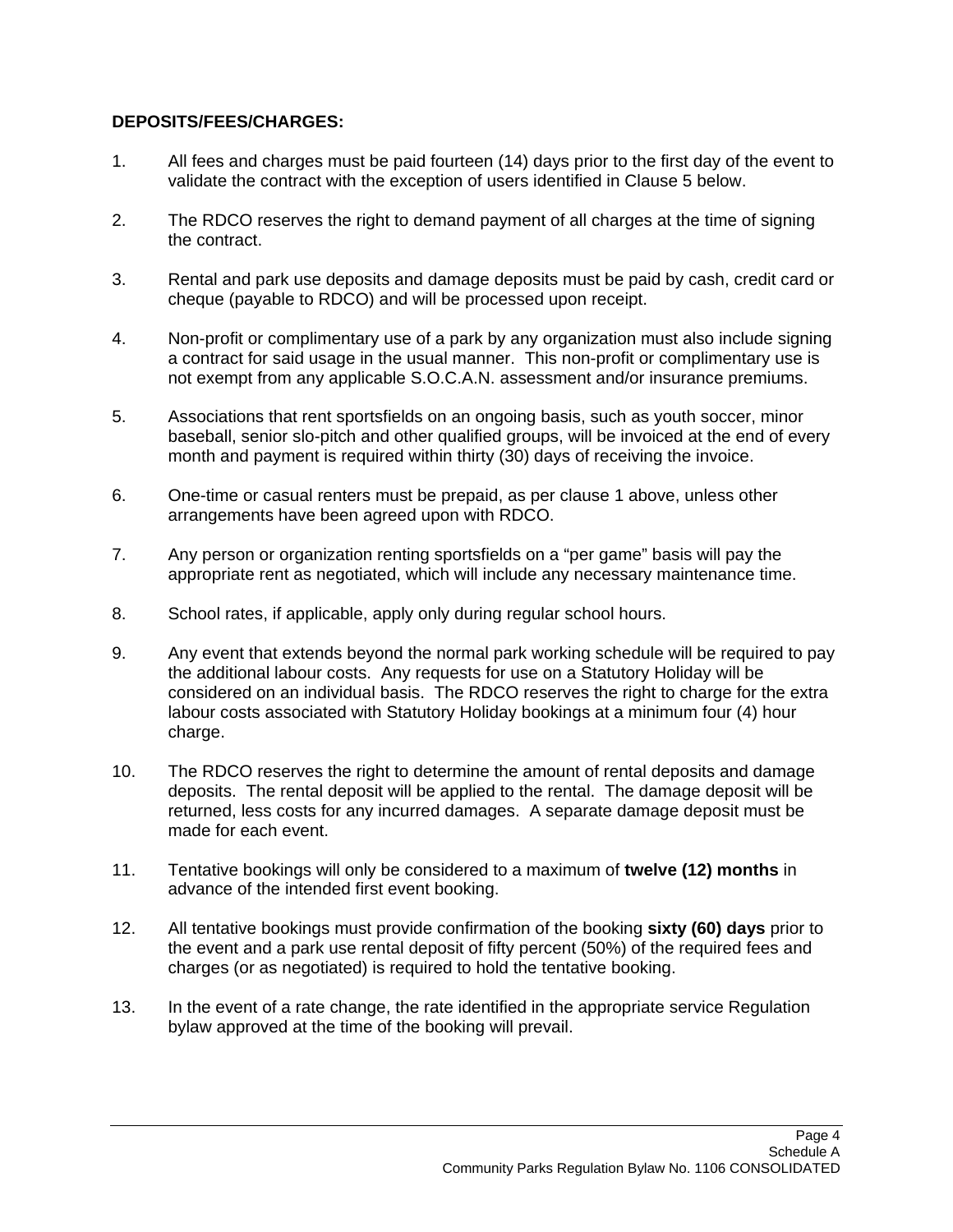**DEPOSITS/FEES/CHARGES:**

1. All fees and charges must be paid fourteen (14) days prior to the first day of the event to validate the contract with the exception of users identified in Clause 5 below.

2. The RDCO reserves the right to demand payment of all charges at the time of signing the contract.

3. Rental and park use deposits and damage deposits must be paid by cash, credit card or cheque (payable to RDCO) and will be processed upon receipt.

4. Non-profit or complimentary use of a park by any organization must also include signing a contract for said usage in the usual manner. This non-profit or complimentary use is not exempt from any applicable S.O.C.A.N. assessment and/or insurance premiums.

5. Associations that rent sportsfields on an ongoing basis, such as youth soccer, minor baseball, senior slo-pitch and other qualified groups, will be invoiced at the end of every month and payment is required within thirty (30) days of receiving the invoice.

6. One-time or casual renters must be prepaid, as per clause 1 above, unless other arrangements have been agreed upon with RDCO.

7. Any person or organization renting sportsfields on a "per game" basis will pay the appropriate rent as negotiated, which will include any necessary maintenance time.

8. School rates, if applicable, apply only during regular school hours.

9. Any event that extends beyond the normal park working schedule will be required to pay the additional labour costs. Any requests for use on a Statutory Holiday will be considered on an individual basis. The RDCO reserves the right to charge for the extra labour costs associated with Statutory Holiday bookings at a minimum four (4) hour charge.

10. The RDCO reserves the right to determine the amount of rental deposits and damage deposits. The rental deposit will be applied to the rental. The damage deposit will be returned, less costs for any incurred damages. A separate damage deposit must be made for each event.

11. Tentative bookings will only be considered to a maximum of **twelve (12) months** in advance of the intended first event booking.

12. All tentative bookings must provide confirmation of the booking **sixty (60) days** prior to the event and a park use rental deposit of fifty percent (50%) of the required fees and charges (or as negotiated) is required to hold the tentative booking.

13. In the event of a rate change, the rate identified in the appropriate service Regulation bylaw approved at the time of the booking will prevail.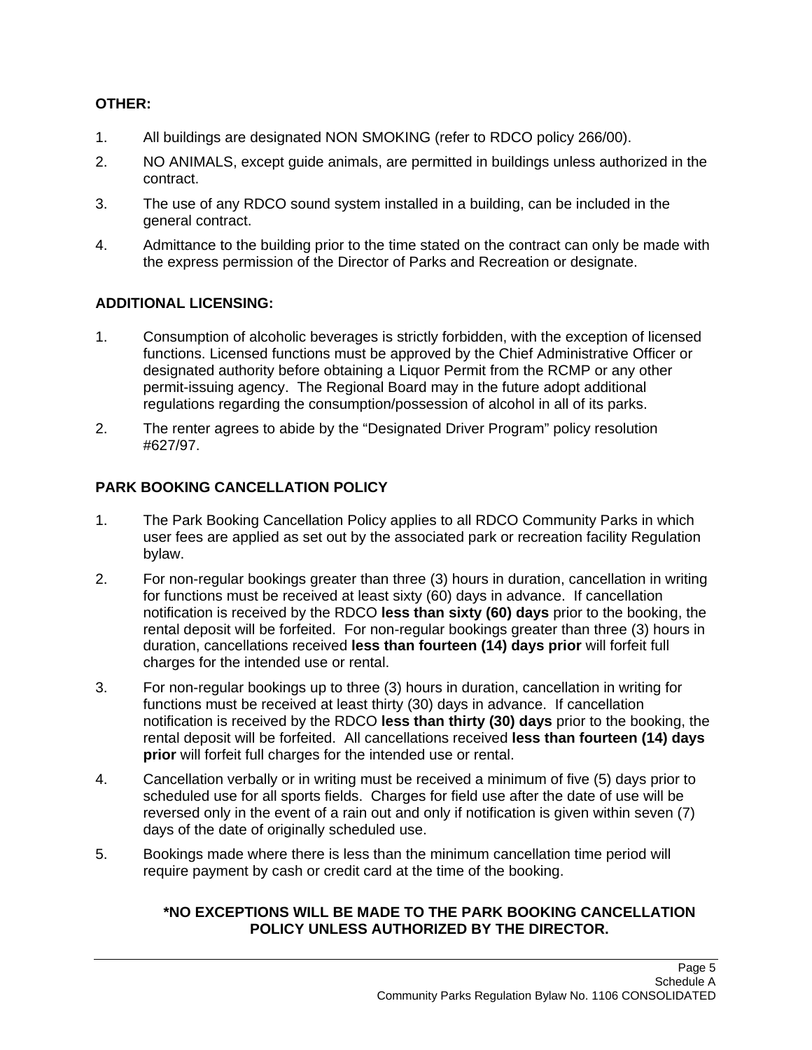**OTHER:**

1. All buildings are designated NON SMOKING (refer to RDCO policy 266/00).
2. NO ANIMALS, except guide animals, are permitted in buildings unless authorized in the contract.
3. The use of any RDCO sound system installed in a building, can be included in the general contract.
4. Admittance to the building prior to the time stated on the contract can only be made with the express permission of the Director of Parks and Recreation or designate.

**ADDITIONAL LICENSING:**

1. Consumption of alcoholic beverages is strictly forbidden, with the exception of licensed functions. Licensed functions must be approved by the Chief Administrative Officer or designated authority before obtaining a Liquor Permit from the RCMP or any other permit-issuing agency. The Regional Board may in the future adopt additional regulations regarding the consumption/possession of alcohol in all of its parks.
2. The renter agrees to abide by the "Designated Driver Program" policy resolution #627/97.

**PARK BOOKING CANCELLATION POLICY**

1. The Park Booking Cancellation Policy applies to all RDCO Community Parks in which user fees are applied as set out by the associated park or recreation facility Regulation bylaw.
2. For non-regular bookings greater than three (3) hours in duration, cancellation in writing for functions must be received at least sixty (60) days in advance. If cancellation notification is received by the RDCO **less than sixty (60) days** prior to the booking, the rental deposit will be forfeited. For non-regular bookings greater than three (3) hours in duration, cancellations received **less than fourteen (14) days prior** will forfeit full charges for the intended use or rental.
3. For non-regular bookings up to three (3) hours in duration, cancellation in writing for functions must be received at least thirty (30) days in advance. If cancellation notification is received by the RDCO **less than thirty (30) days** prior to the booking, the rental deposit will be forfeited. All cancellations received **less than fourteen (14) days prior** will forfeit full charges for the intended use or rental.
4. Cancellation verbally or in writing must be received a minimum of five (5) days prior to scheduled use for all sports fields. Charges for field use after the date of use will be reversed only in the event of a rain out and only if notification is given within seven (7) days of the date of originally scheduled use.
5. Bookings made where there is less than the minimum cancellation time period will require payment by cash or credit card at the time of the booking.

**\*NO EXCEPTIONS WILL BE MADE TO THE PARK BOOKING CANCELLATION POLICY UNLESS AUTHORIZED BY THE DIRECTOR.**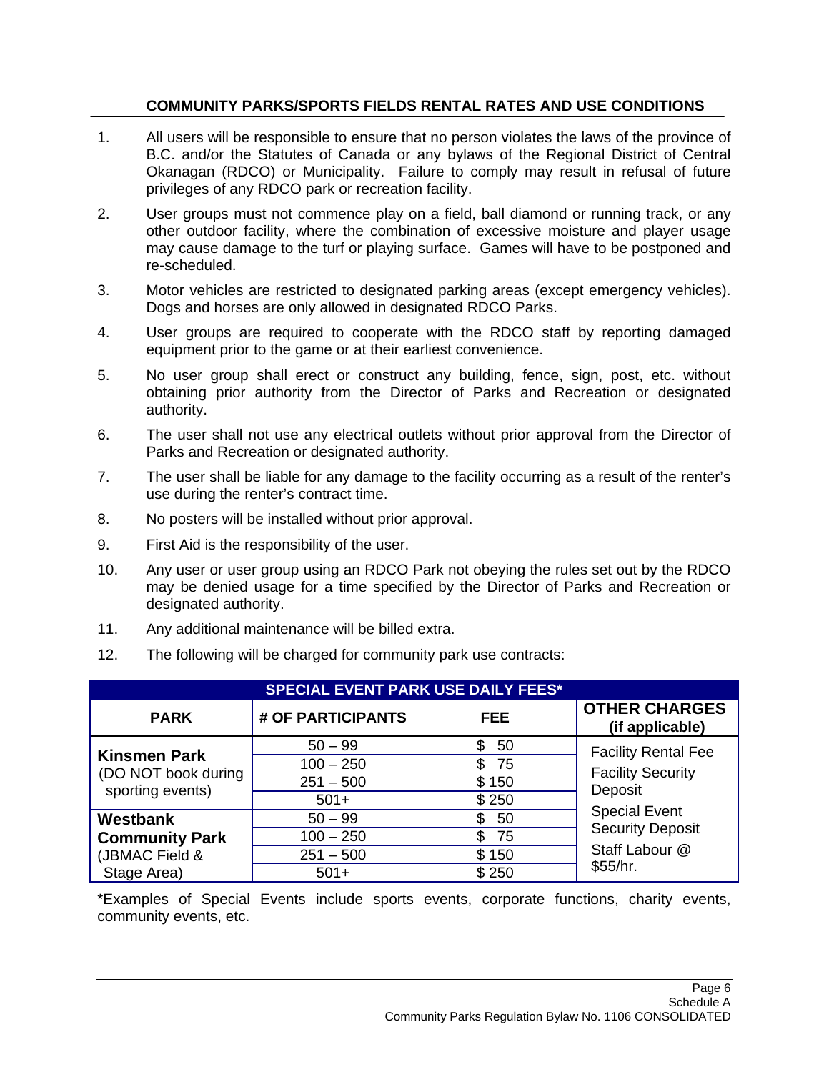**COMMUNITY PARKS/SPORTS FIELDS RENTAL RATES AND USE CONDITIONS**

1. All users will be responsible to ensure that no person violates the laws of the province of B.C. and/or the Statutes of Canada or any bylaws of the Regional District of Central Okanagan (RDCO) or Municipality. Failure to comply may result in refusal of future privileges of any RDCO park or recreation facility.
2. User groups must not commence play on a field, ball diamond or running track, or any other outdoor facility, where the combination of excessive moisture and player usage may cause damage to the turf or playing surface. Games will have to be postponed and re-scheduled.
3. Motor vehicles are restricted to designated parking areas (except emergency vehicles). Dogs and horses are only allowed in designated RDCO Parks.
4. User groups are required to cooperate with the RDCO staff by reporting damaged equipment prior to the game or at their earliest convenience.
5. No user group shall erect or construct any building, fence, sign, post, etc. without obtaining prior authority from the Director of Parks and Recreation or designated authority.
6. The user shall not use any electrical outlets without prior approval from the Director of Parks and Recreation or designated authority.
7. The user shall be liable for any damage to the facility occurring as a result of the renter's use during the renter's contract time.
8. No posters will be installed without prior approval.
9. First Aid is the responsibility of the user.
10. Any user or user group using an RDCO Park not obeying the rules set out by the RDCO may be denied usage for a time specified by the Director of Parks and Recreation or designated authority.
11. Any additional maintenance will be billed extra.
12. The following will be charged for community park use contracts:

| SPECIAL EVENT PARK USE DAILY FEES* | | | |
|---|---|---|---|
| **PARK** | **# OF PARTICIPANTS** | **FEE** | **OTHER CHARGES (if applicable)** |
| **Kinsmen Park** (DO NOT book during sporting events) | 50 – 99 | $ 50 | Facility Rental Fee<br>Facility Security Deposit<br>Special Event Security Deposit<br>Staff Labour @ $55/hr. |
| | 100 – 250 | $ 75 | |
| | 251 – 500 | $ 150 | |
| | 501+ | $ 250 | |
| **Westbank Community Park** (JBMAC Field & Stage Area) | 50 – 99 | $ 50 | |
| | 100 – 250 | $ 75 | |
| | 251 – 500 | $ 150 | |
| | 501+ | $ 250 | |

*Examples of Special Events include sports events, corporate functions, charity events, community events, etc.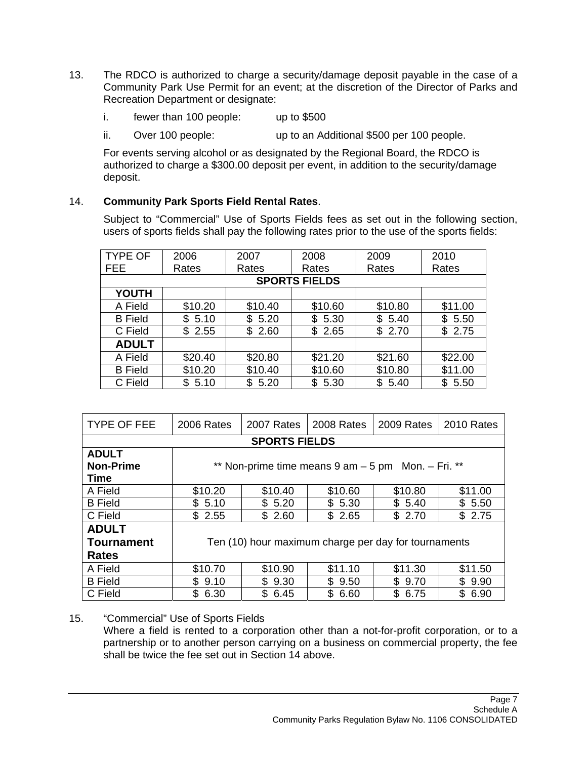13. The RDCO is authorized to charge a security/damage deposit payable in the case of a Community Park Use Permit for an event; at the discretion of the Director of Parks and Recreation Department or designate:

    i. fewer than 100 people: up to $500

    ii. Over 100 people: up to an Additional $500 per 100 people.

    For events serving alcohol or as designated by the Regional Board, the RDCO is authorized to charge a $300.00 deposit per event, in addition to the security/damage deposit.

14. **Community Park Sports Field Rental Rates**.

    Subject to "Commercial" Use of Sports Fields fees as set out in the following section, users of sports fields shall pay the following rates prior to the use of the sports fields:

| TYPE OF FEE | 2006 Rates | 2007 Rates | 2008 Rates | 2009 Rates | 2010 Rates |
|---|---|---|---|---|---|
| **SPORTS FIELDS** | | | | | |
| **YOUTH** | | | | | |
| A Field | $10.20 | $10.40 | $10.60 | $10.80 | $11.00 |
| B Field | $ 5.10 | $ 5.20 | $ 5.30 | $ 5.40 | $ 5.50 |
| C Field | $ 2.55 | $ 2.60 | $ 2.65 | $ 2.70 | $ 2.75 |
| **ADULT** | | | | | |
| A Field | $20.40 | $20.80 | $21.20 | $21.60 | $22.00 |
| B Field | $10.20 | $10.40 | $10.60 | $10.80 | $11.00 |
| C Field | $ 5.10 | $ 5.20 | $ 5.30 | $ 5.40 | $ 5.50 |

| TYPE OF FEE | 2006 Rates | 2007 Rates | 2008 Rates | 2009 Rates | 2010 Rates |
|---|---|---|---|---|---|
| **SPORTS FIELDS** | | | | | |
| **ADULT Non-Prime Time** | ** Non-prime time means 9 am – 5 pm Mon. – Fri. ** | | | | |
| A Field | $10.20 | $10.40 | $10.60 | $10.80 | $11.00 |
| B Field | $ 5.10 | $ 5.20 | $ 5.30 | $ 5.40 | $ 5.50 |
| C Field | $ 2.55 | $ 2.60 | $ 2.65 | $ 2.70 | $ 2.75 |
| **ADULT Tournament Rates** | Ten (10) hour maximum charge per day for tournaments | | | | |
| A Field | $10.70 | $10.90 | $11.10 | $11.30 | $11.50 |
| B Field | $ 9.10 | $ 9.30 | $ 9.50 | $ 9.70 | $ 9.90 |
| C Field | $ 6.30 | $ 6.45 | $ 6.60 | $ 6.75 | $ 6.90 |

15. "Commercial" Use of Sports Fields

    Where a field is rented to a corporation other than a not-for-profit corporation, or to a partnership or to another person carrying on a business on commercial property, the fee shall be twice the fee set out in Section 14 above.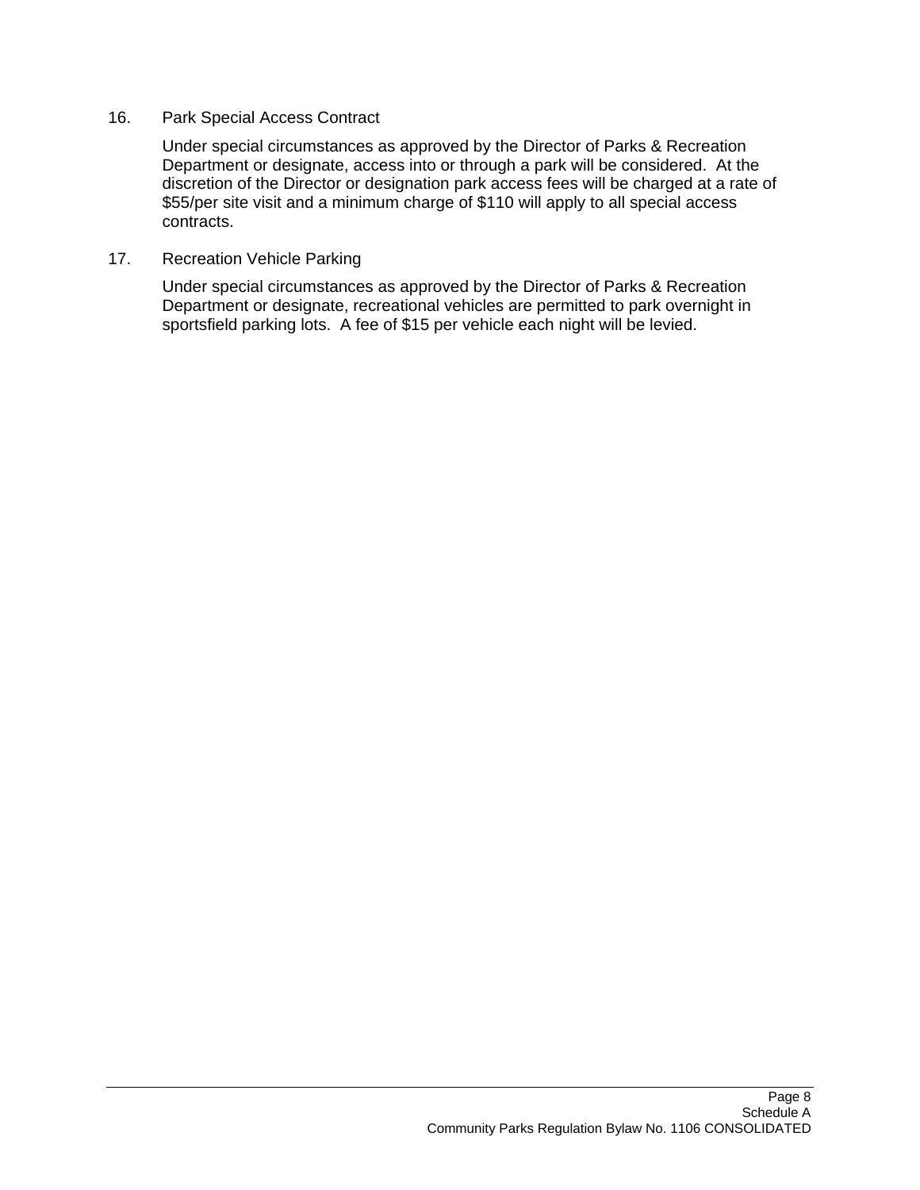16. Park Special Access Contract

    Under special circumstances as approved by the Director of Parks & Recreation Department or designate, access into or through a park will be considered. At the discretion of the Director or designation park access fees will be charged at a rate of $55/per site visit and a minimum charge of $110 will apply to all special access contracts.

17. Recreation Vehicle Parking

    Under special circumstances as approved by the Director of Parks & Recreation Department or designate, recreational vehicles are permitted to park overnight in sportsfield parking lots. A fee of $15 per vehicle each night will be levied.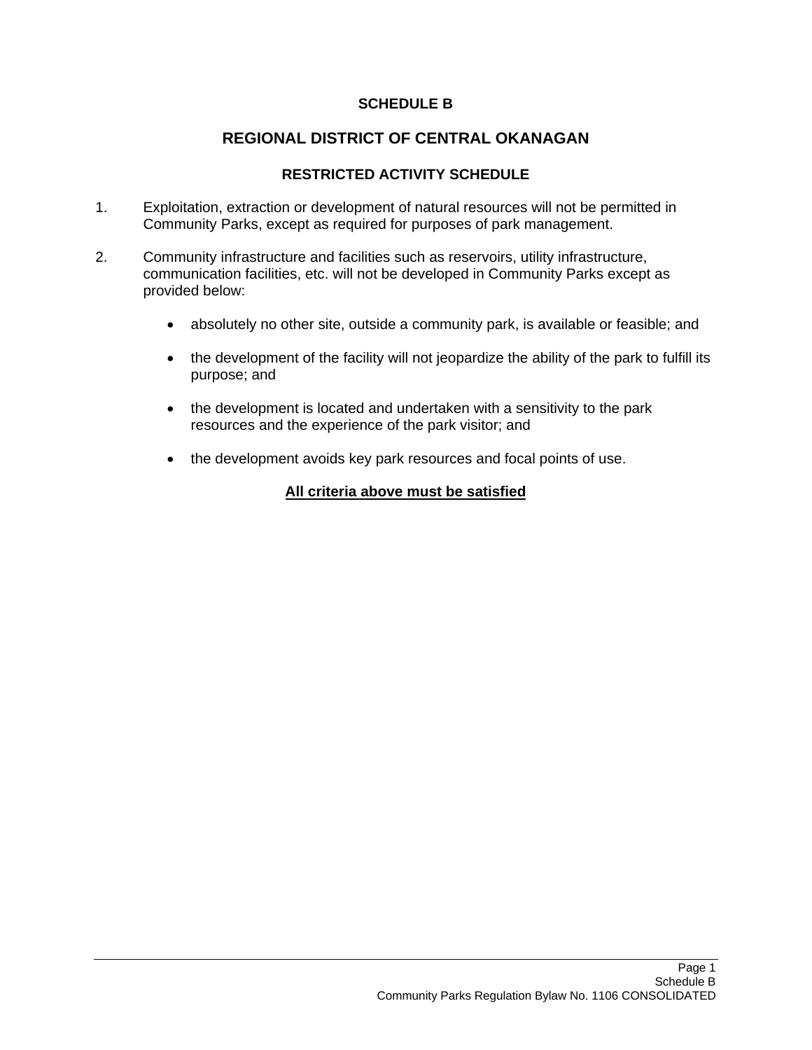**SCHEDULE B**

# REGIONAL DISTRICT OF CENTRAL OKANAGAN

## RESTRICTED ACTIVITY SCHEDULE

1. Exploitation, extraction or development of natural resources will not be permitted in Community Parks, except as required for purposes of park management.

2. Community infrastructure and facilities such as reservoirs, utility infrastructure, communication facilities, etc. will not be developed in Community Parks except as provided below:

   - absolutely no other site, outside a community park, is available or feasible; and
   - the development of the facility will not jeopardize the ability of the park to fulfill its purpose; and
   - the development is located and undertaken with a sensitivity to the park resources and the experience of the park visitor; and
   - the development avoids key park resources and focal points of use.

**<u>All criteria above must be satisfied</u>**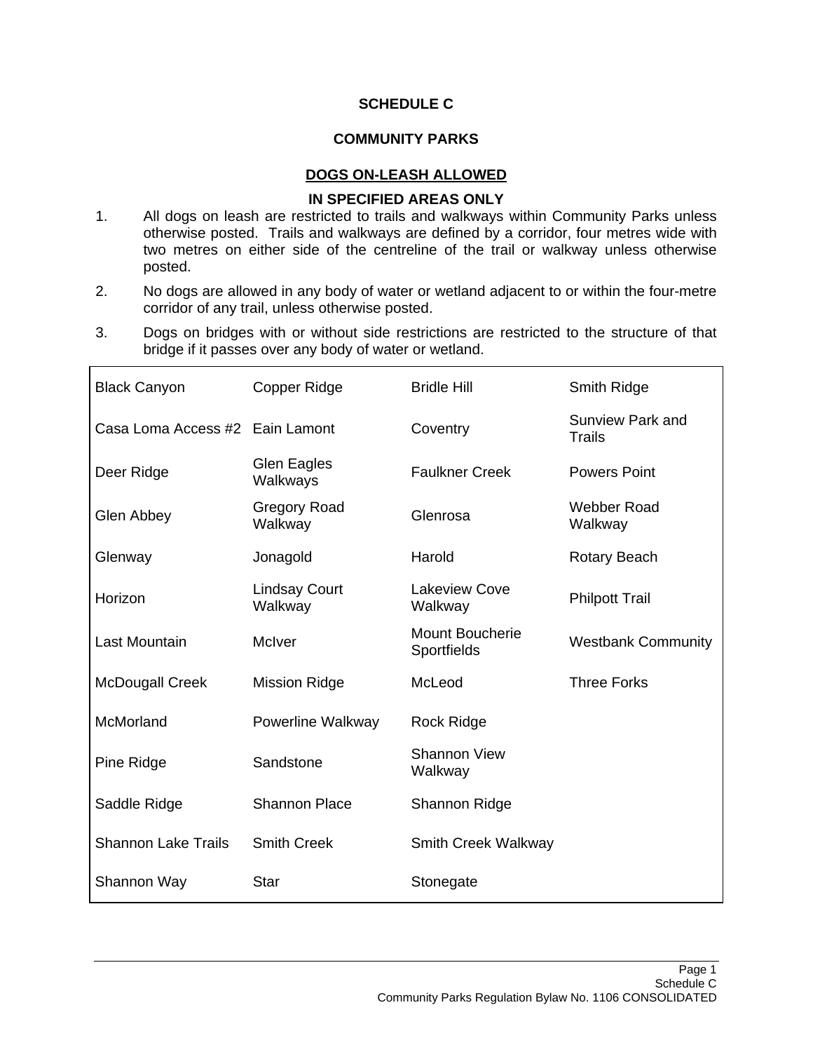# SCHEDULE C

## COMMUNITY PARKS

### DOGS ON-LEASH ALLOWED

### IN SPECIFIED AREAS ONLY

1. All dogs on leash are restricted to trails and walkways within Community Parks unless otherwise posted. Trails and walkways are defined by a corridor, four metres wide with two metres on either side of the centreline of the trail or walkway unless otherwise posted.
2. No dogs are allowed in any body of water or wetland adjacent to or within the four-metre corridor of any trail, unless otherwise posted.
3. Dogs on bridges with or without side restrictions are restricted to the structure of that bridge if it passes over any body of water or wetland.

| | | | |
|---|---|---|---|
| Black Canyon | Copper Ridge | Bridle Hill | Smith Ridge |
| Casa Loma Access #2 | Eain Lamont | Coventry | Sunview Park and Trails |
| Deer Ridge | Glen Eagles Walkways | Faulkner Creek | Powers Point |
| Glen Abbey | Gregory Road Walkway | Glenrosa | Webber Road Walkway |
| Glenway | Jonagold | Harold | Rotary Beach |
| Horizon | Lindsay Court Walkway | Lakeview Cove Walkway | Philpott Trail |
| Last Mountain | McIver | Mount Boucherie Sportfields | Westbank Community |
| McDougall Creek | Mission Ridge | McLeod | Three Forks |
| McMorland | Powerline Walkway | Rock Ridge | |
| Pine Ridge | Sandstone | Shannon View Walkway | |
| Saddle Ridge | Shannon Place | Shannon Ridge | |
| Shannon Lake Trails | Smith Creek | Smith Creek Walkway | |
| Shannon Way | Star | Stonegate | |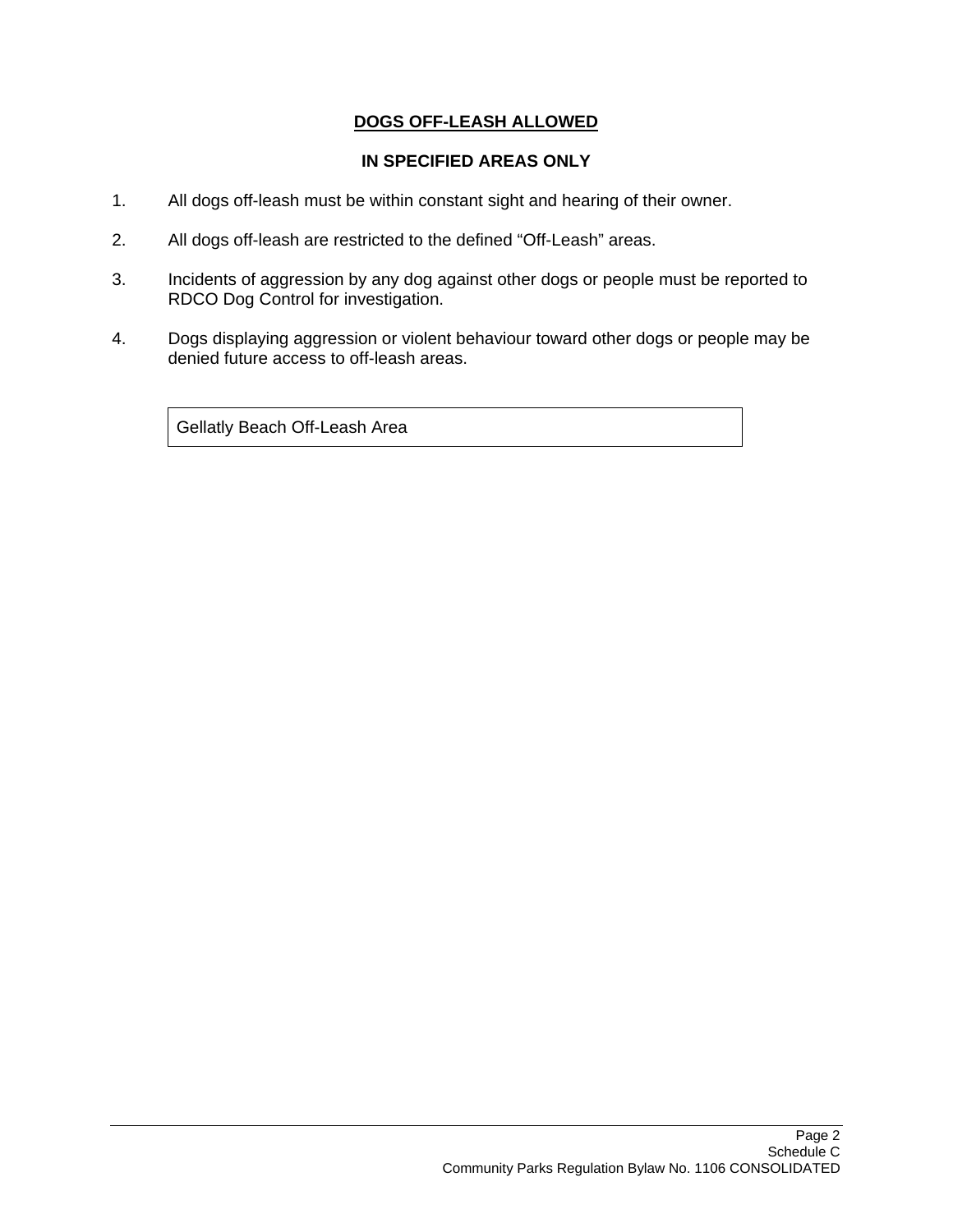## DOGS OFF-LEASH ALLOWED

### IN SPECIFIED AREAS ONLY

1. All dogs off-leash must be within constant sight and hearing of their owner.

2. All dogs off-leash are restricted to the defined “Off-Leash” areas.

3. Incidents of aggression by any dog against other dogs or people must be reported to RDCO Dog Control for investigation.

4. Dogs displaying aggression or violent behaviour toward other dogs or people may be denied future access to off-leash areas.

| |
|---|
| Gellatly Beach Off-Leash Area |